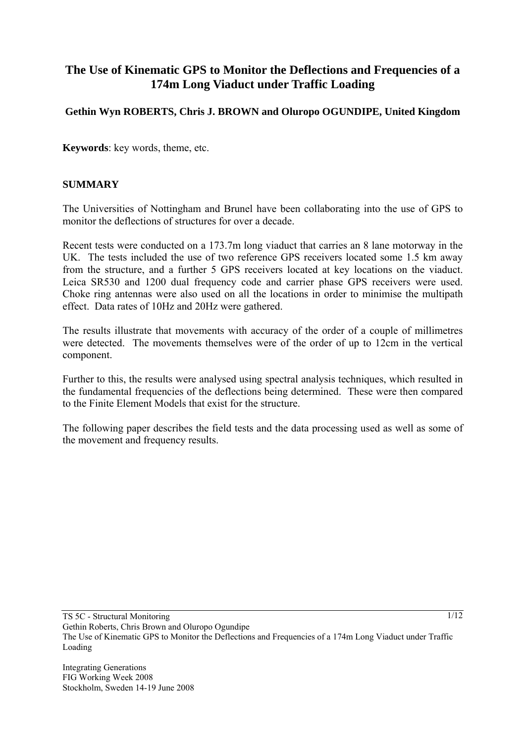# The Use of Kinematic GPS to Monitor the Deflections and Frequencies of a 174m Long Viaduct under Traffic Loading

**Gethin Wyn ROBERTS, Chris J. BROWN and Oluropo OGUNDIPE, United Kingdom**

**Keywords**: key words, theme, etc.

## SUMMARY

The Universities of Nottingham and Brunel have been collaborating into the use of GPS to monitor the deflections of structures for over a decade.

Recent tests were conducted on a 173.7m long viaduct that carries an 8 lane motorway in the UK. The tests included the use of two reference GPS receivers located some 1.5 km away from the structure, and a further 5 GPS receivers located at key locations on the viaduct. Leica SR530 and 1200 dual frequency code and carrier phase GPS receivers were used. Choke ring antennas were also used on all the locations in order to minimise the multipath effect. Data rates of 10Hz and 20Hz were gathered.

The results illustrate that movements with accuracy of the order of a couple of millimetres were detected. The movements themselves were of the order of up to 12cm in the vertical component.

Further to this, the results were analysed using spectral analysis techniques, which resulted in the fundamental frequencies of the deflections being determined. These were then compared to the Finite Element Models that exist for the structure.

The following paper describes the field tests and the data processing used as well as some of the movement and frequency results.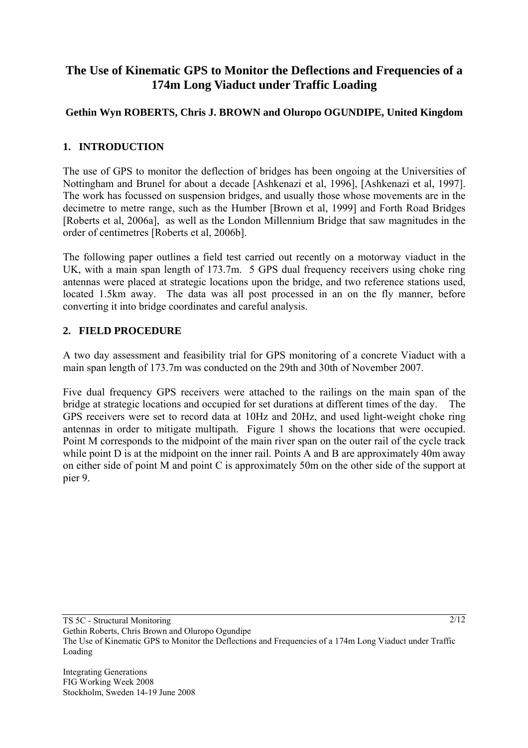# The Use of Kinematic GPS to Monitor the Deflections and Frequencies of a 174m Long Viaduct under Traffic Loading

**Gethin Wyn ROBERTS, Chris J. BROWN and Oluropo OGUNDIPE, United Kingdom**

## 1. INTRODUCTION

The use of GPS to monitor the deflection of bridges has been ongoing at the Universities of Nottingham and Brunel for about a decade [Ashkenazi et al, 1996], [Ashkenazi et al, 1997]. The work has focussed on suspension bridges, and usually those whose movements are in the decimetre to metre range, such as the Humber [Brown et al, 1999] and Forth Road Bridges [Roberts et al, 2006a], as well as the London Millennium Bridge that saw magnitudes in the order of centimetres [Roberts et al, 2006b].

The following paper outlines a field test carried out recently on a motorway viaduct in the UK, with a main span length of 173.7m. 5 GPS dual frequency receivers using choke ring antennas were placed at strategic locations upon the bridge, and two reference stations used, located 1.5km away. The data was all post processed in an on the fly manner, before converting it into bridge coordinates and careful analysis.

## 2. FIELD PROCEDURE

A two day assessment and feasibility trial for GPS monitoring of a concrete Viaduct with a main span length of 173.7m was conducted on the 29th and 30th of November 2007.

Five dual frequency GPS receivers were attached to the railings on the main span of the bridge at strategic locations and occupied for set durations at different times of the day. The GPS receivers were set to record data at 10Hz and 20Hz, and used light-weight choke ring antennas in order to mitigate multipath. Figure 1 shows the locations that were occupied. Point M corresponds to the midpoint of the main river span on the outer rail of the cycle track while point D is at the midpoint on the inner rail. Points A and B are approximately 40m away on either side of point M and point C is approximately 50m on the other side of the support at pier 9.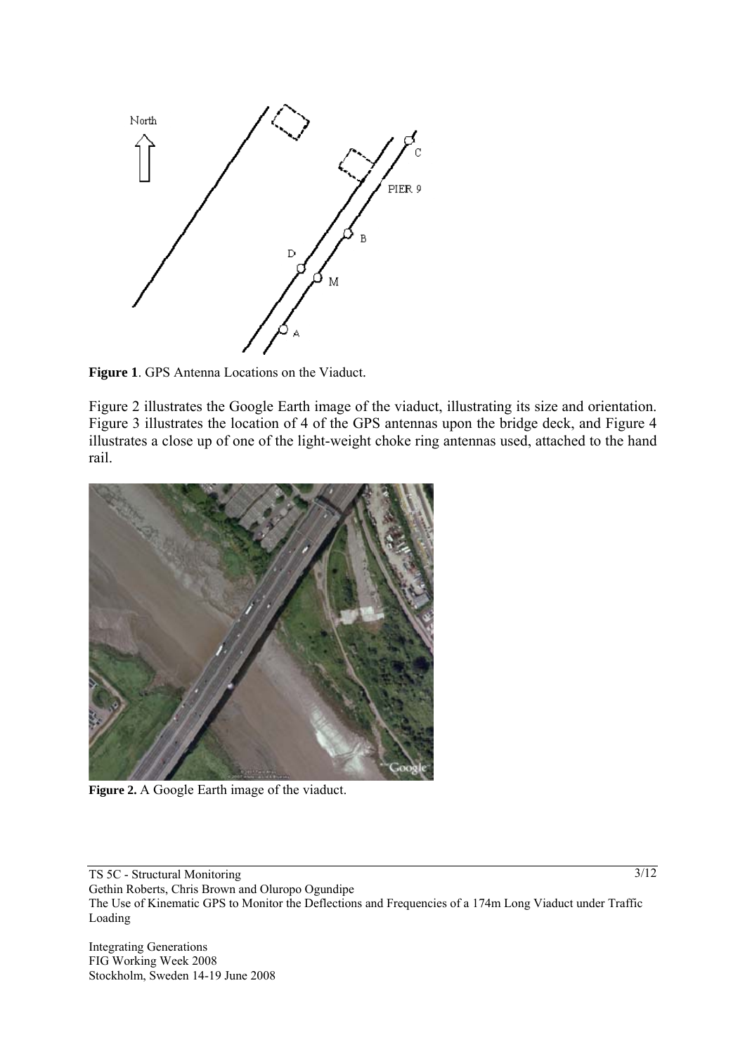**Figure 1**. GPS Antenna Locations on the Viaduct.

Figure 2 illustrates the Google Earth image of the viaduct, illustrating its size and orientation. Figure 3 illustrates the location of 4 of the GPS antennas upon the bridge deck, and Figure 4 illustrates a close up of one of the light-weight choke ring antennas used, attached to the hand rail.

**Figure 2.** A Google Earth image of the viaduct.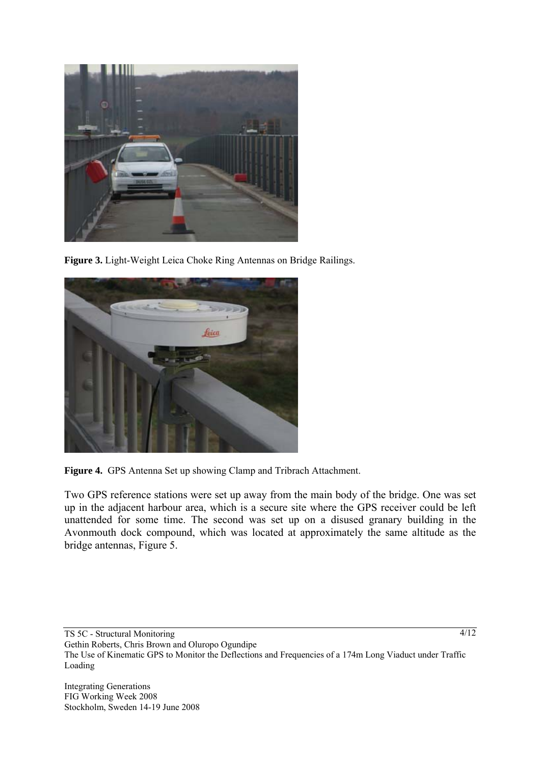**Figure 3.** Light-Weight Leica Choke Ring Antennas on Bridge Railings.

**Figure 4.** GPS Antenna Set up showing Clamp and Tribrach Attachment.

Two GPS reference stations were set up away from the main body of the bridge. One was set up in the adjacent harbour area, which is a secure site where the GPS receiver could be left unattended for some time. The second was set up on a disused granary building in the Avonmouth dock compound, which was located at approximately the same altitude as the bridge antennas, Figure 5.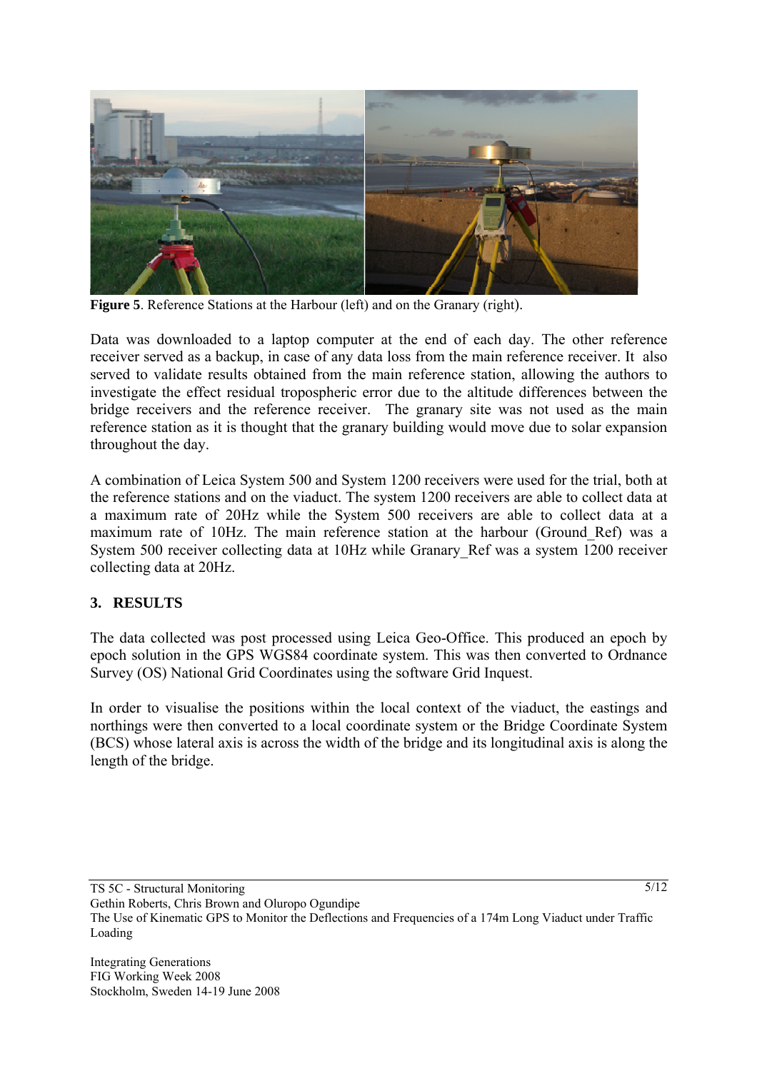**Figure 5**. Reference Stations at the Harbour (left) and on the Granary (right).

Data was downloaded to a laptop computer at the end of each day. The other reference receiver served as a backup, in case of any data loss from the main reference receiver. It also served to validate results obtained from the main reference station, allowing the authors to investigate the effect residual tropospheric error due to the altitude differences between the bridge receivers and the reference receiver. The granary site was not used as the main reference station as it is thought that the granary building would move due to solar expansion throughout the day.

A combination of Leica System 500 and System 1200 receivers were used for the trial, both at the reference stations and on the viaduct. The system 1200 receivers are able to collect data at a maximum rate of 20Hz while the System 500 receivers are able to collect data at a maximum rate of 10Hz. The main reference station at the harbour (Ground_Ref) was a System 500 receiver collecting data at 10Hz while Granary_Ref was a system 1200 receiver collecting data at 20Hz.

## 3. RESULTS

The data collected was post processed using Leica Geo-Office. This produced an epoch by epoch solution in the GPS WGS84 coordinate system. This was then converted to Ordnance Survey (OS) National Grid Coordinates using the software Grid Inquest.

In order to visualise the positions within the local context of the viaduct, the eastings and northings were then converted to a local coordinate system or the Bridge Coordinate System (BCS) whose lateral axis is across the width of the bridge and its longitudinal axis is along the length of the bridge.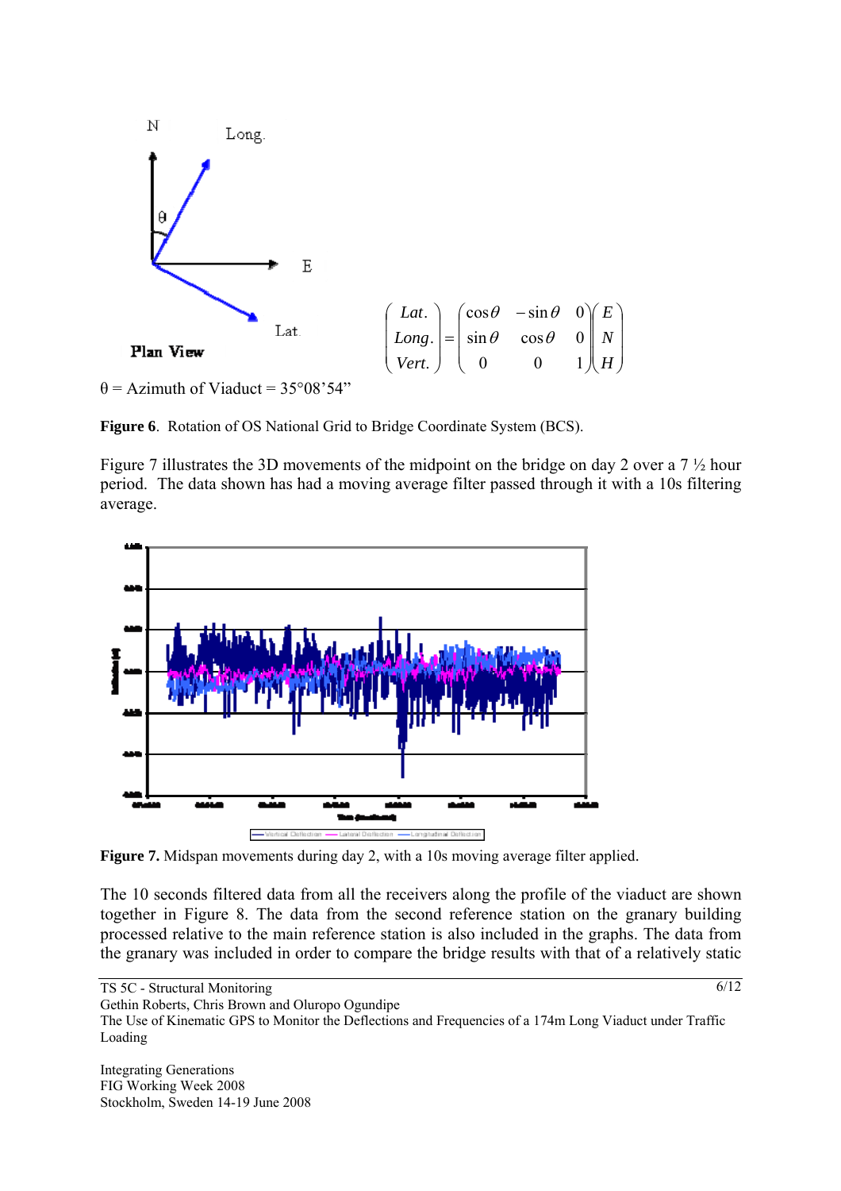θ = Azimuth of Viaduct = 35°08'54"

$$\begin{pmatrix} Lat. \\ Long. \\ Vert. \end{pmatrix} = \begin{pmatrix} \cos\theta & -\sin\theta & 0 \\ \sin\theta & \cos\theta & 0 \\ 0 & 0 & 1 \end{pmatrix} \begin{pmatrix} E \\ N \\ H \end{pmatrix}$$

**Figure 6**. Rotation of OS National Grid to Bridge Coordinate System (BCS).

Figure 7 illustrates the 3D movements of the midpoint on the bridge on day 2 over a 7 ½ hour period. The data shown has had a moving average filter passed through it with a 10s filtering average.

**Figure 7.** Midspan movements during day 2, with a 10s moving average filter applied.

The 10 seconds filtered data from all the receivers along the profile of the viaduct are shown together in Figure 8. The data from the second reference station on the granary building processed relative to the main reference station is also included in the graphs. The data from the granary was included in order to compare the bridge results with that of a relatively static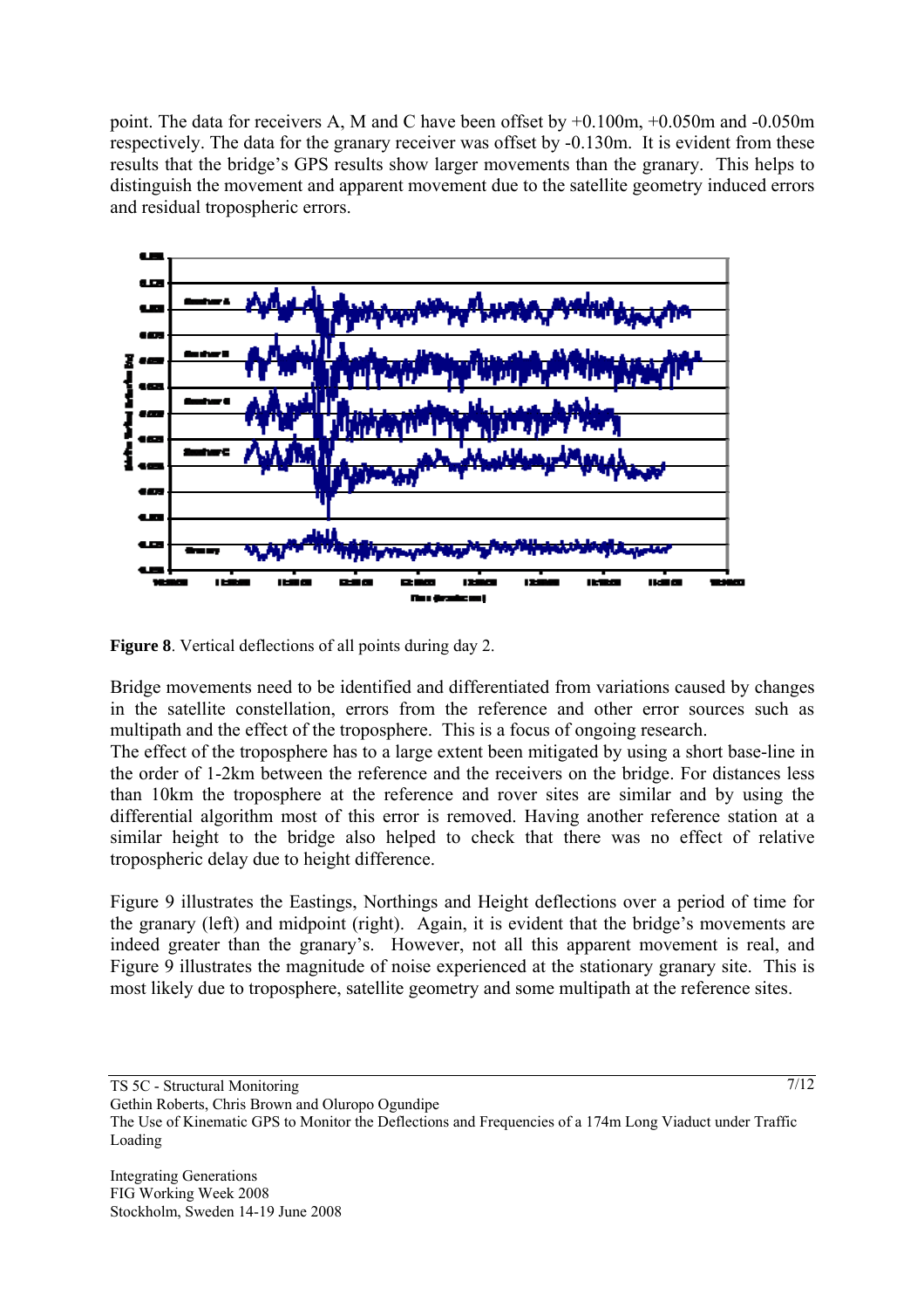point. The data for receivers A, M and C have been offset by +0.100m, +0.050m and -0.050m respectively. The data for the granary receiver was offset by -0.130m. It is evident from these results that the bridge's GPS results show larger movements than the granary. This helps to distinguish the movement and apparent movement due to the satellite geometry induced errors and residual tropospheric errors.

**Figure 8**. Vertical deflections of all points during day 2.

Bridge movements need to be identified and differentiated from variations caused by changes in the satellite constellation, errors from the reference and other error sources such as multipath and the effect of the troposphere. This is a focus of ongoing research.

The effect of the troposphere has to a large extent been mitigated by using a short base-line in the order of 1-2km between the reference and the receivers on the bridge. For distances less than 10km the troposphere at the reference and rover sites are similar and by using the differential algorithm most of this error is removed. Having another reference station at a similar height to the bridge also helped to check that there was no effect of relative tropospheric delay due to height difference.

Figure 9 illustrates the Eastings, Northings and Height deflections over a period of time for the granary (left) and midpoint (right). Again, it is evident that the bridge's movements are indeed greater than the granary's. However, not all this apparent movement is real, and Figure 9 illustrates the magnitude of noise experienced at the stationary granary site. This is most likely due to troposphere, satellite geometry and some multipath at the reference sites.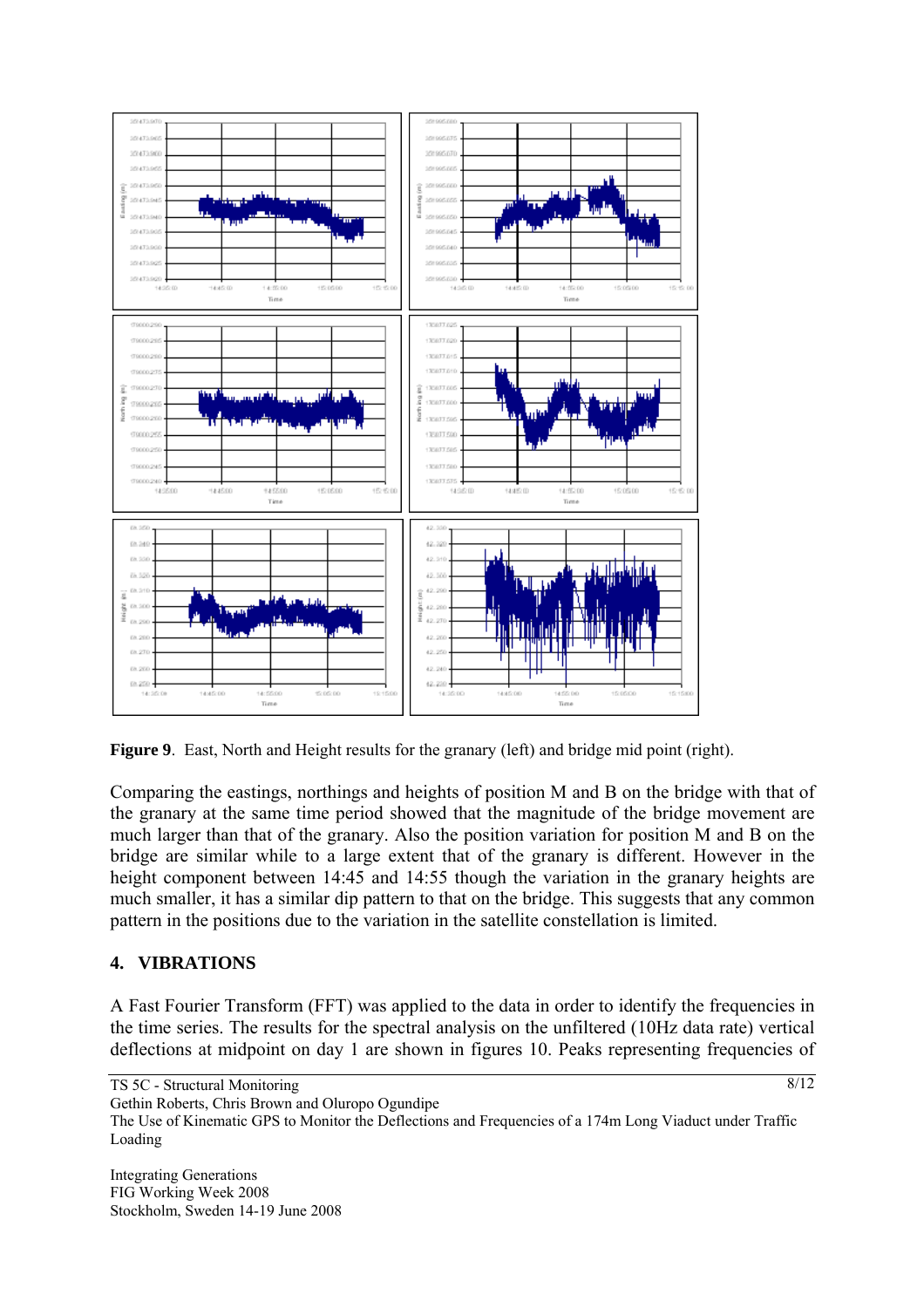**Figure 9**. East, North and Height results for the granary (left) and bridge mid point (right).

Comparing the eastings, northings and heights of position M and B on the bridge with that of the granary at the same time period showed that the magnitude of the bridge movement are much larger than that of the granary. Also the position variation for position M and B on the bridge are similar while to a large extent that of the granary is different. However in the height component between 14:45 and 14:55 though the variation in the granary heights are much smaller, it has a similar dip pattern to that on the bridge. This suggests that any common pattern in the positions due to the variation in the satellite constellation is limited.

## 4. VIBRATIONS

A Fast Fourier Transform (FFT) was applied to the data in order to identify the frequencies in the time series. The results for the spectral analysis on the unfiltered (10Hz data rate) vertical deflections at midpoint on day 1 are shown in figures 10. Peaks representing frequencies of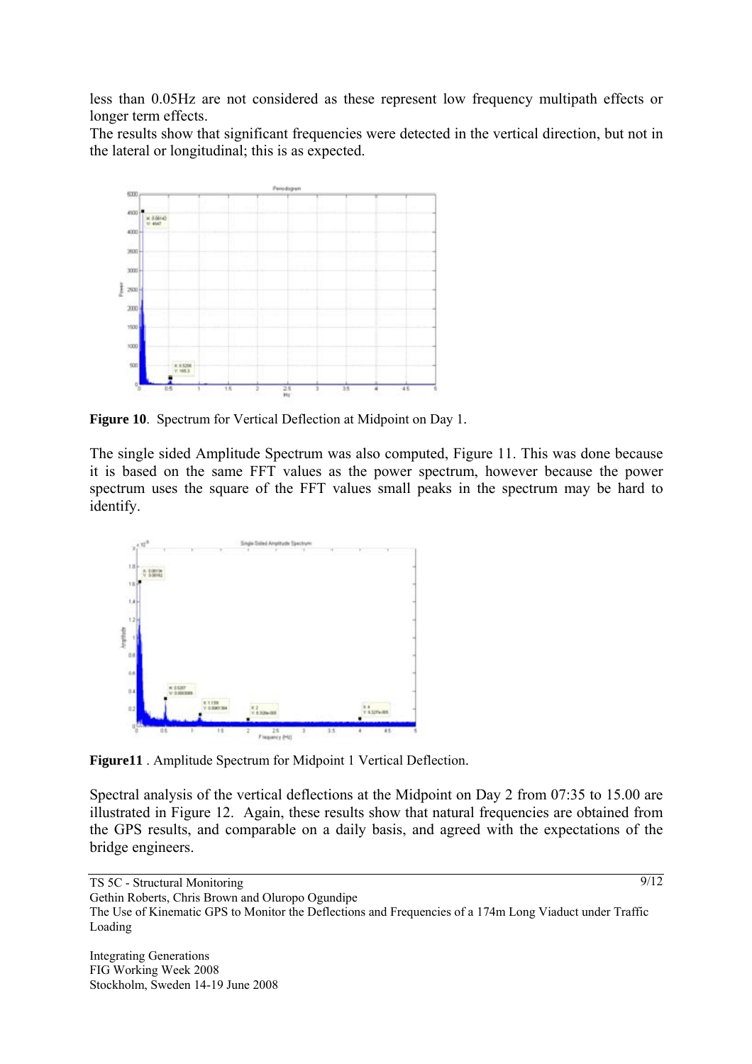less than 0.05Hz are not considered as these represent low frequency multipath effects or longer term effects.

The results show that significant frequencies were detected in the vertical direction, but not in the lateral or longitudinal; this is as expected.

**Figure 10**. Spectrum for Vertical Deflection at Midpoint on Day 1.

The single sided Amplitude Spectrum was also computed, Figure 11. This was done because it is based on the same FFT values as the power spectrum, however because the power spectrum uses the square of the FFT values small peaks in the spectrum may be hard to identify.

**Figure11** . Amplitude Spectrum for Midpoint 1 Vertical Deflection.

Spectral analysis of the vertical deflections at the Midpoint on Day 2 from 07:35 to 15.00 are illustrated in Figure 12. Again, these results show that natural frequencies are obtained from the GPS results, and comparable on a daily basis, and agreed with the expectations of the bridge engineers.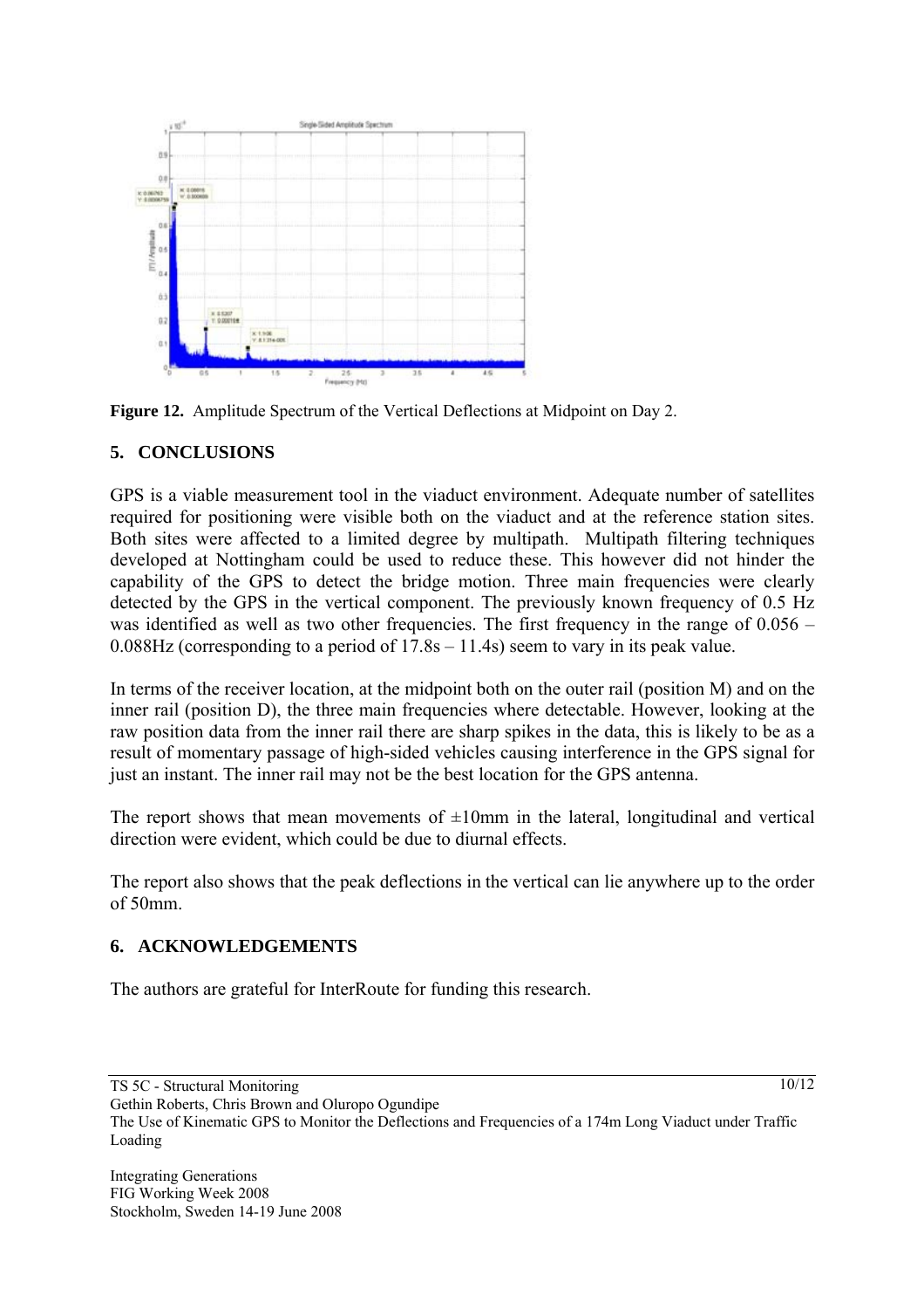**Figure 12.** Amplitude Spectrum of the Vertical Deflections at Midpoint on Day 2.

## 5. CONCLUSIONS

GPS is a viable measurement tool in the viaduct environment. Adequate number of satellites required for positioning were visible both on the viaduct and at the reference station sites. Both sites were affected to a limited degree by multipath. Multipath filtering techniques developed at Nottingham could be used to reduce these. This however did not hinder the capability of the GPS to detect the bridge motion. Three main frequencies were clearly detected by the GPS in the vertical component. The previously known frequency of 0.5 Hz was identified as well as two other frequencies. The first frequency in the range of 0.056 – 0.088Hz (corresponding to a period of 17.8s – 11.4s) seem to vary in its peak value.

In terms of the receiver location, at the midpoint both on the outer rail (position M) and on the inner rail (position D), the three main frequencies where detectable. However, looking at the raw position data from the inner rail there are sharp spikes in the data, this is likely to be as a result of momentary passage of high-sided vehicles causing interference in the GPS signal for just an instant. The inner rail may not be the best location for the GPS antenna.

The report shows that mean movements of ±10mm in the lateral, longitudinal and vertical direction were evident, which could be due to diurnal effects.

The report also shows that the peak deflections in the vertical can lie anywhere up to the order of 50mm.

## 6. ACKNOWLEDGEMENTS

The authors are grateful for InterRoute for funding this research.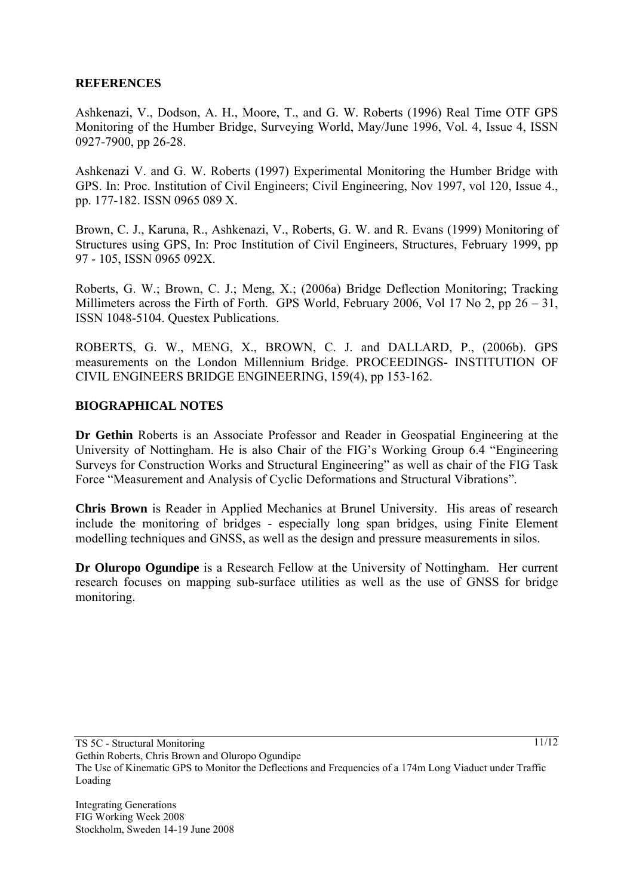## REFERENCES

Ashkenazi, V., Dodson, A. H., Moore, T., and G. W. Roberts (1996) Real Time OTF GPS Monitoring of the Humber Bridge, Surveying World, May/June 1996, Vol. 4, Issue 4, ISSN 0927-7900, pp 26-28.

Ashkenazi V. and G. W. Roberts (1997) Experimental Monitoring the Humber Bridge with GPS. In: Proc. Institution of Civil Engineers; Civil Engineering, Nov 1997, vol 120, Issue 4., pp. 177-182. ISSN 0965 089 X.

Brown, C. J., Karuna, R., Ashkenazi, V., Roberts, G. W. and R. Evans (1999) Monitoring of Structures using GPS, In: Proc Institution of Civil Engineers, Structures, February 1999, pp 97 - 105, ISSN 0965 092X.

Roberts, G. W.; Brown, C. J.; Meng, X.; (2006a) Bridge Deflection Monitoring; Tracking Millimeters across the Firth of Forth. GPS World, February 2006, Vol 17 No 2, pp 26 – 31, ISSN 1048-5104. Questex Publications.

ROBERTS, G. W., MENG, X., BROWN, C. J. and DALLARD, P., (2006b). GPS measurements on the London Millennium Bridge. PROCEEDINGS- INSTITUTION OF CIVIL ENGINEERS BRIDGE ENGINEERING, 159(4), pp 153-162.

## BIOGRAPHICAL NOTES

**Dr Gethin** Roberts is an Associate Professor and Reader in Geospatial Engineering at the University of Nottingham. He is also Chair of the FIG's Working Group 6.4 "Engineering Surveys for Construction Works and Structural Engineering" as well as chair of the FIG Task Force "Measurement and Analysis of Cyclic Deformations and Structural Vibrations".

**Chris Brown** is Reader in Applied Mechanics at Brunel University. His areas of research include the monitoring of bridges - especially long span bridges, using Finite Element modelling techniques and GNSS, as well as the design and pressure measurements in silos.

**Dr Oluropo Ogundipe** is a Research Fellow at the University of Nottingham. Her current research focuses on mapping sub-surface utilities as well as the use of GNSS for bridge monitoring.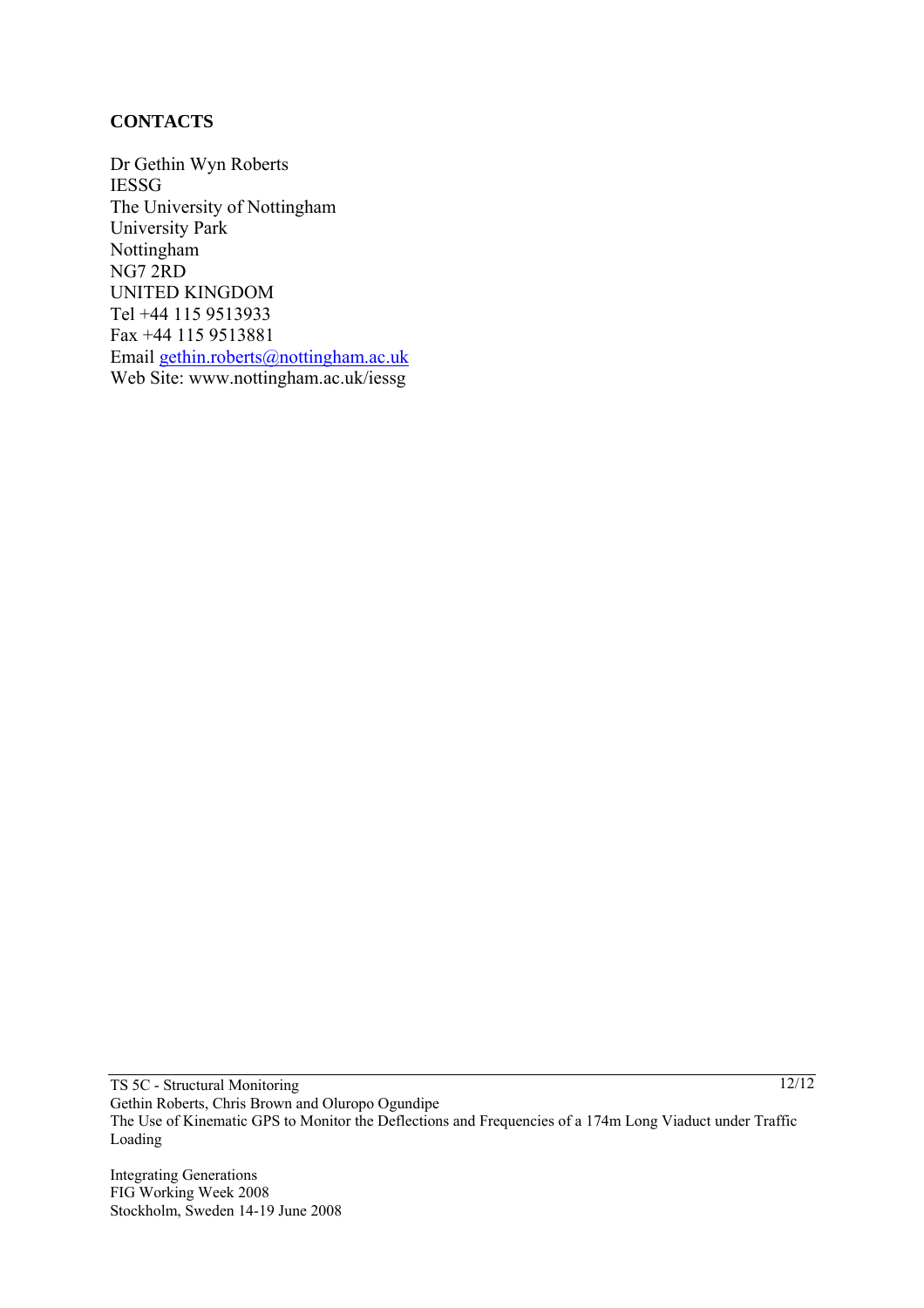## CONTACTS

Dr Gethin Wyn Roberts  
IESSG  
The University of Nottingham  
University Park  
Nottingham  
NG7 2RD  
UNITED KINGDOM  
Tel +44 115 9513933  
Fax +44 115 9513881  
Email gethin.roberts@nottingham.ac.uk  
Web Site: www.nottingham.ac.uk/iessg